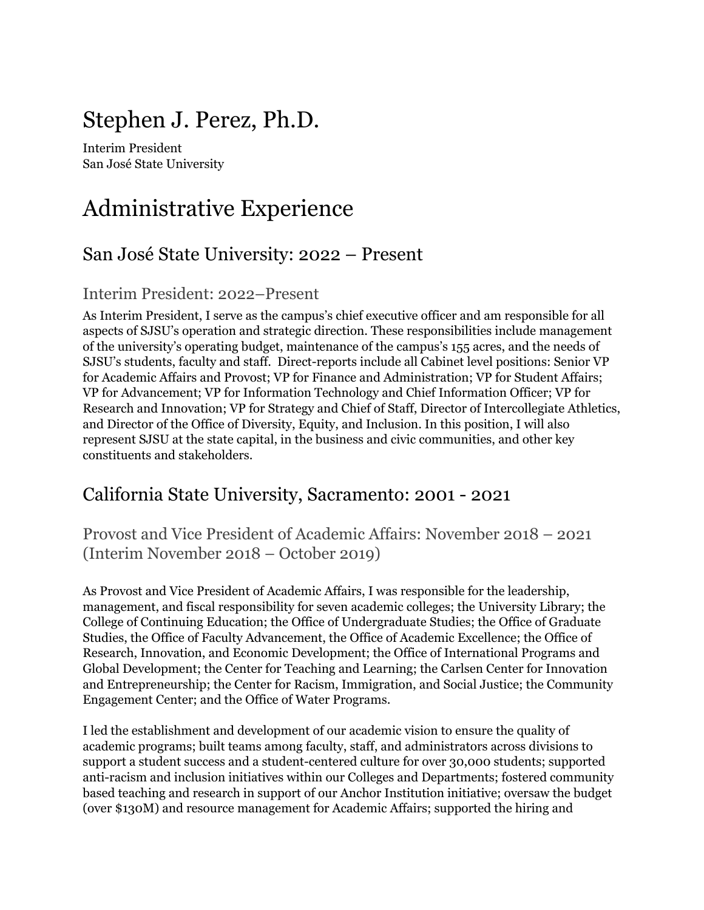# Stephen J. Perez, Ph.D.

Interim President
San José State University

# Administrative Experience

## San José State University: 2022 – Present

### Interim President: 2022–Present

As Interim President, I serve as the campus's chief executive officer and am responsible for all aspects of SJSU's operation and strategic direction. These responsibilities include management of the university's operating budget, maintenance of the campus's 155 acres, and the needs of SJSU's students, faculty and staff. Direct-reports include all Cabinet level positions: Senior VP for Academic Affairs and Provost; VP for Finance and Administration; VP for Student Affairs; VP for Advancement; VP for Information Technology and Chief Information Officer; VP for Research and Innovation; VP for Strategy and Chief of Staff, Director of Intercollegiate Athletics, and Director of the Office of Diversity, Equity, and Inclusion. In this position, I will also represent SJSU at the state capital, in the business and civic communities, and other key constituents and stakeholders.

## California State University, Sacramento: 2001 - 2021

### Provost and Vice President of Academic Affairs: November 2018 – 2021 (Interim November 2018 – October 2019)

As Provost and Vice President of Academic Affairs, I was responsible for the leadership, management, and fiscal responsibility for seven academic colleges; the University Library; the College of Continuing Education; the Office of Undergraduate Studies; the Office of Graduate Studies, the Office of Faculty Advancement, the Office of Academic Excellence; the Office of Research, Innovation, and Economic Development; the Office of International Programs and Global Development; the Center for Teaching and Learning; the Carlsen Center for Innovation and Entrepreneurship; the Center for Racism, Immigration, and Social Justice; the Community Engagement Center; and the Office of Water Programs.

I led the establishment and development of our academic vision to ensure the quality of academic programs; built teams among faculty, staff, and administrators across divisions to support a student success and a student-centered culture for over 30,000 students; supported anti-racism and inclusion initiatives within our Colleges and Departments; fostered community based teaching and research in support of our Anchor Institution initiative; oversaw the budget (over $130M) and resource management for Academic Affairs; supported the hiring and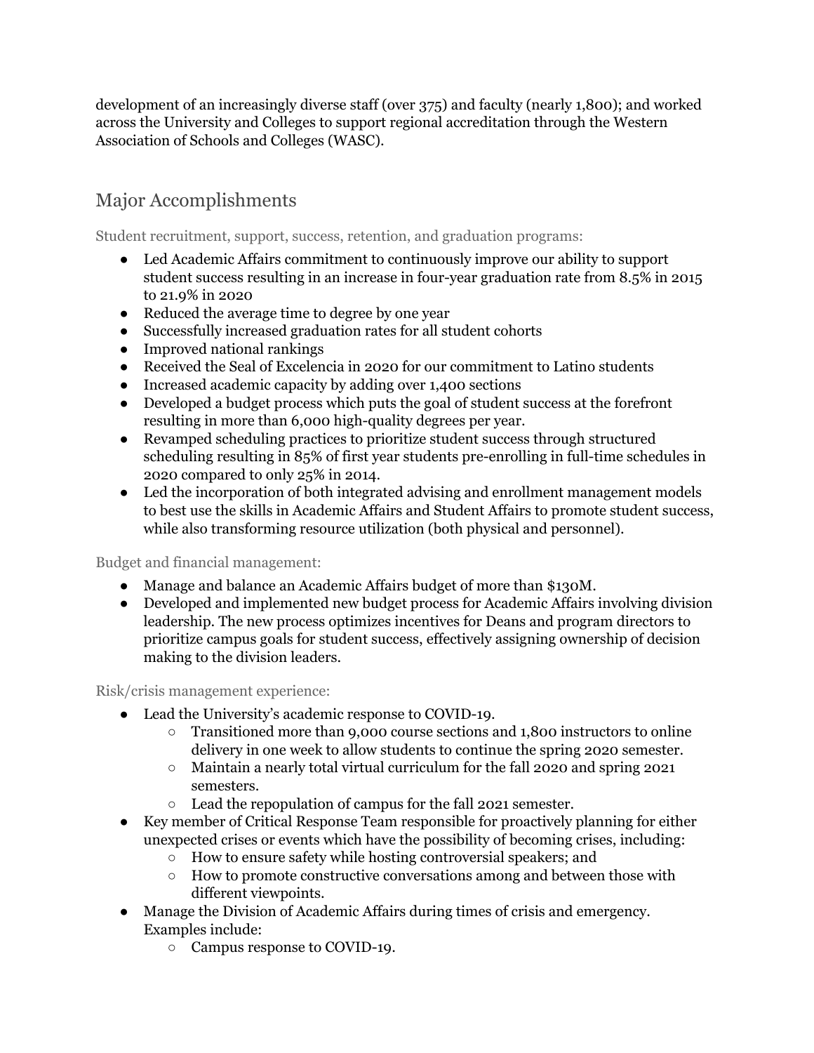development of an increasingly diverse staff (over 375) and faculty (nearly 1,800); and worked across the University and Colleges to support regional accreditation through the Western Association of Schools and Colleges (WASC).

## Major Accomplishments

### Student recruitment, support, success, retention, and graduation programs:

- Led Academic Affairs commitment to continuously improve our ability to support student success resulting in an increase in four-year graduation rate from 8.5% in 2015 to 21.9% in 2020
- Reduced the average time to degree by one year
- Successfully increased graduation rates for all student cohorts
- Improved national rankings
- Received the Seal of Excelencia in 2020 for our commitment to Latino students
- Increased academic capacity by adding over 1,400 sections
- Developed a budget process which puts the goal of student success at the forefront resulting in more than 6,000 high-quality degrees per year.
- Revamped scheduling practices to prioritize student success through structured scheduling resulting in 85% of first year students pre-enrolling in full-time schedules in 2020 compared to only 25% in 2014.
- Led the incorporation of both integrated advising and enrollment management models to best use the skills in Academic Affairs and Student Affairs to promote student success, while also transforming resource utilization (both physical and personnel).

### Budget and financial management:

- Manage and balance an Academic Affairs budget of more than $130M.
- Developed and implemented new budget process for Academic Affairs involving division leadership. The new process optimizes incentives for Deans and program directors to prioritize campus goals for student success, effectively assigning ownership of decision making to the division leaders.

### Risk/crisis management experience:

- Lead the University's academic response to COVID-19.
  - Transitioned more than 9,000 course sections and 1,800 instructors to online delivery in one week to allow students to continue the spring 2020 semester.
  - Maintain a nearly total virtual curriculum for the fall 2020 and spring 2021 semesters.
  - Lead the repopulation of campus for the fall 2021 semester.
- Key member of Critical Response Team responsible for proactively planning for either unexpected crises or events which have the possibility of becoming crises, including:
  - How to ensure safety while hosting controversial speakers; and
  - How to promote constructive conversations among and between those with different viewpoints.
- Manage the Division of Academic Affairs during times of crisis and emergency. Examples include:
  - Campus response to COVID-19.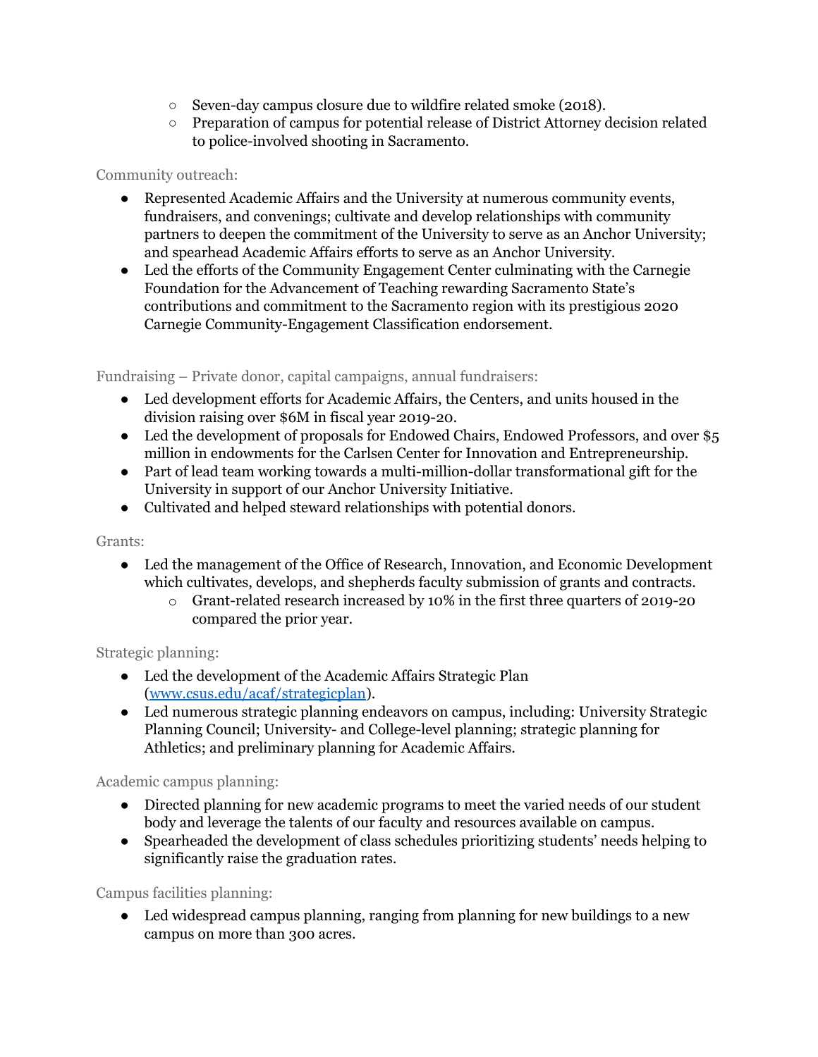- Seven-day campus closure due to wildfire related smoke (2018).
    - Preparation of campus for potential release of District Attorney decision related to police-involved shooting in Sacramento.

Community outreach:

- Represented Academic Affairs and the University at numerous community events, fundraisers, and convenings; cultivate and develop relationships with community partners to deepen the commitment of the University to serve as an Anchor University; and spearhead Academic Affairs efforts to serve as an Anchor University.
- Led the efforts of the Community Engagement Center culminating with the Carnegie Foundation for the Advancement of Teaching rewarding Sacramento State's contributions and commitment to the Sacramento region with its prestigious 2020 Carnegie Community-Engagement Classification endorsement.

Fundraising – Private donor, capital campaigns, annual fundraisers:

- Led development efforts for Academic Affairs, the Centers, and units housed in the division raising over $6M in fiscal year 2019-20.
- Led the development of proposals for Endowed Chairs, Endowed Professors, and over $5 million in endowments for the Carlsen Center for Innovation and Entrepreneurship.
- Part of lead team working towards a multi-million-dollar transformational gift for the University in support of our Anchor University Initiative.
- Cultivated and helped steward relationships with potential donors.

Grants:

- Led the management of the Office of Research, Innovation, and Economic Development which cultivates, develops, and shepherds faculty submission of grants and contracts.
    - Grant-related research increased by 10% in the first three quarters of 2019-20 compared the prior year.

Strategic planning:

- Led the development of the Academic Affairs Strategic Plan (www.csus.edu/acaf/strategicplan).
- Led numerous strategic planning endeavors on campus, including: University Strategic Planning Council; University- and College-level planning; strategic planning for Athletics; and preliminary planning for Academic Affairs.

Academic campus planning:

- Directed planning for new academic programs to meet the varied needs of our student body and leverage the talents of our faculty and resources available on campus.
- Spearheaded the development of class schedules prioritizing students' needs helping to significantly raise the graduation rates.

Campus facilities planning:

- Led widespread campus planning, ranging from planning for new buildings to a new campus on more than 300 acres.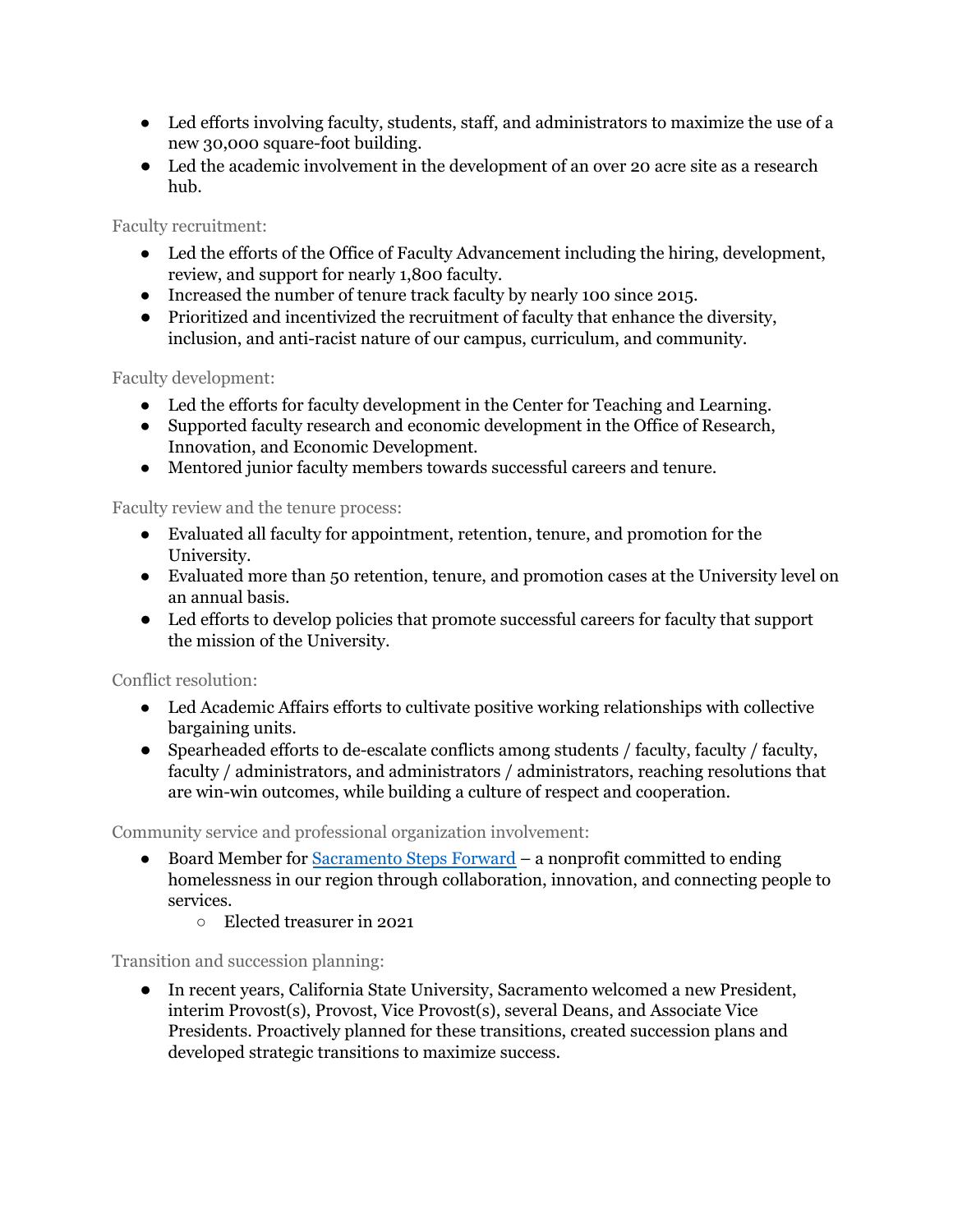- Led efforts involving faculty, students, staff, and administrators to maximize the use of a new 30,000 square-foot building.
- Led the academic involvement in the development of an over 20 acre site as a research hub.

Faculty recruitment:

- Led the efforts of the Office of Faculty Advancement including the hiring, development, review, and support for nearly 1,800 faculty.
- Increased the number of tenure track faculty by nearly 100 since 2015.
- Prioritized and incentivized the recruitment of faculty that enhance the diversity, inclusion, and anti-racist nature of our campus, curriculum, and community.

Faculty development:

- Led the efforts for faculty development in the Center for Teaching and Learning.
- Supported faculty research and economic development in the Office of Research, Innovation, and Economic Development.
- Mentored junior faculty members towards successful careers and tenure.

Faculty review and the tenure process:

- Evaluated all faculty for appointment, retention, tenure, and promotion for the University.
- Evaluated more than 50 retention, tenure, and promotion cases at the University level on an annual basis.
- Led efforts to develop policies that promote successful careers for faculty that support the mission of the University.

Conflict resolution:

- Led Academic Affairs efforts to cultivate positive working relationships with collective bargaining units.
- Spearheaded efforts to de-escalate conflicts among students / faculty, faculty / faculty, faculty / administrators, and administrators / administrators, reaching resolutions that are win-win outcomes, while building a culture of respect and cooperation.

Community service and professional organization involvement:

- Board Member for Sacramento Steps Forward – a nonprofit committed to ending homelessness in our region through collaboration, innovation, and connecting people to services.
  - Elected treasurer in 2021

Transition and succession planning:

- In recent years, California State University, Sacramento welcomed a new President, interim Provost(s), Provost, Vice Provost(s), several Deans, and Associate Vice Presidents. Proactively planned for these transitions, created succession plans and developed strategic transitions to maximize success.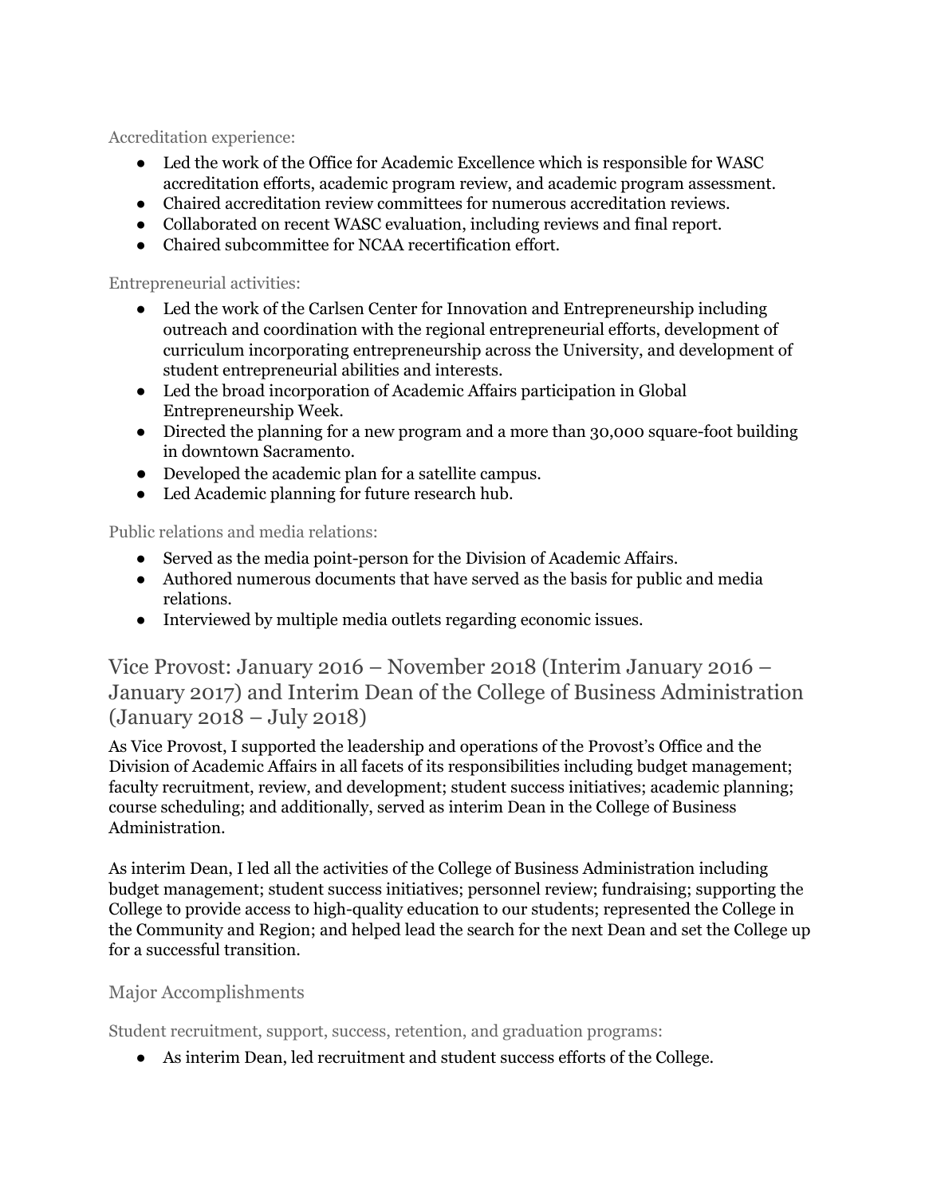#### Accreditation experience:

- Led the work of the Office for Academic Excellence which is responsible for WASC accreditation efforts, academic program review, and academic program assessment.
- Chaired accreditation review committees for numerous accreditation reviews.
- Collaborated on recent WASC evaluation, including reviews and final report.
- Chaired subcommittee for NCAA recertification effort.

#### Entrepreneurial activities:

- Led the work of the Carlsen Center for Innovation and Entrepreneurship including outreach and coordination with the regional entrepreneurial efforts, development of curriculum incorporating entrepreneurship across the University, and development of student entrepreneurial abilities and interests.
- Led the broad incorporation of Academic Affairs participation in Global Entrepreneurship Week.
- Directed the planning for a new program and a more than 30,000 square-foot building in downtown Sacramento.
- Developed the academic plan for a satellite campus.
- Led Academic planning for future research hub.

#### Public relations and media relations:

- Served as the media point-person for the Division of Academic Affairs.
- Authored numerous documents that have served as the basis for public and media relations.
- Interviewed by multiple media outlets regarding economic issues.

## Vice Provost: January 2016 – November 2018 (Interim January 2016 – January 2017) and Interim Dean of the College of Business Administration (January 2018 – July 2018)

As Vice Provost, I supported the leadership and operations of the Provost's Office and the Division of Academic Affairs in all facets of its responsibilities including budget management; faculty recruitment, review, and development; student success initiatives; academic planning; course scheduling; and additionally, served as interim Dean in the College of Business Administration.

As interim Dean, I led all the activities of the College of Business Administration including budget management; student success initiatives; personnel review; fundraising; supporting the College to provide access to high-quality education to our students; represented the College in the Community and Region; and helped lead the search for the next Dean and set the College up for a successful transition.

### Major Accomplishments

#### Student recruitment, support, success, retention, and graduation programs:

- As interim Dean, led recruitment and student success efforts of the College.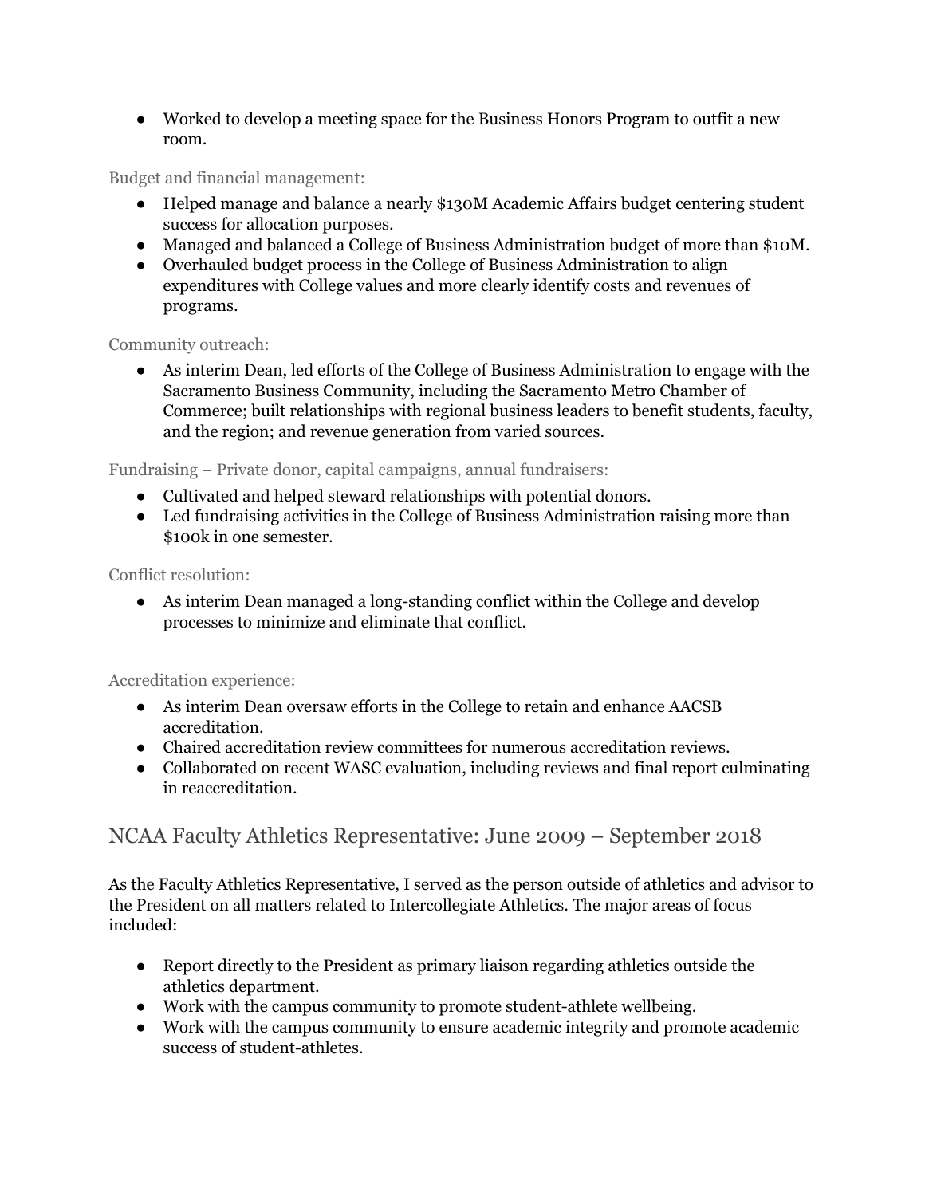- Worked to develop a meeting space for the Business Honors Program to outfit a new room.

Budget and financial management:

- Helped manage and balance a nearly $130M Academic Affairs budget centering student success for allocation purposes.
- Managed and balanced a College of Business Administration budget of more than $10M.
- Overhauled budget process in the College of Business Administration to align expenditures with College values and more clearly identify costs and revenues of programs.

Community outreach:

- As interim Dean, led efforts of the College of Business Administration to engage with the Sacramento Business Community, including the Sacramento Metro Chamber of Commerce; built relationships with regional business leaders to benefit students, faculty, and the region; and revenue generation from varied sources.

Fundraising – Private donor, capital campaigns, annual fundraisers:

- Cultivated and helped steward relationships with potential donors.
- Led fundraising activities in the College of Business Administration raising more than $100k in one semester.

Conflict resolution:

- As interim Dean managed a long-standing conflict within the College and develop processes to minimize and eliminate that conflict.

Accreditation experience:

- As interim Dean oversaw efforts in the College to retain and enhance AACSB accreditation.
- Chaired accreditation review committees for numerous accreditation reviews.
- Collaborated on recent WASC evaluation, including reviews and final report culminating in reaccreditation.

## NCAA Faculty Athletics Representative: June 2009 – September 2018

As the Faculty Athletics Representative, I served as the person outside of athletics and advisor to the President on all matters related to Intercollegiate Athletics. The major areas of focus included:

- Report directly to the President as primary liaison regarding athletics outside the athletics department.
- Work with the campus community to promote student-athlete wellbeing.
- Work with the campus community to ensure academic integrity and promote academic success of student-athletes.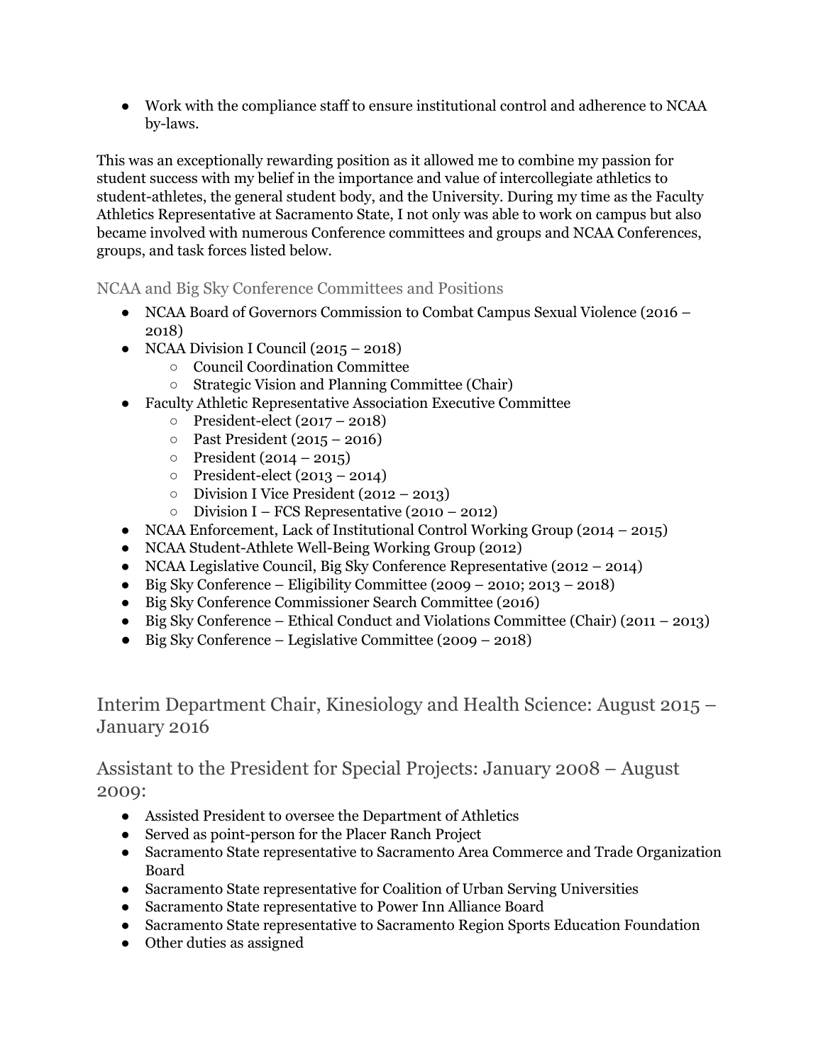- Work with the compliance staff to ensure institutional control and adherence to NCAA by-laws.

This was an exceptionally rewarding position as it allowed me to combine my passion for student success with my belief in the importance and value of intercollegiate athletics to student-athletes, the general student body, and the University. During my time as the Faculty Athletics Representative at Sacramento State, I not only was able to work on campus but also became involved with numerous Conference committees and groups and NCAA Conferences, groups, and task forces listed below.

### NCAA and Big Sky Conference Committees and Positions

- NCAA Board of Governors Commission to Combat Campus Sexual Violence (2016 – 2018)
- NCAA Division I Council (2015 – 2018)
  - Council Coordination Committee
  - Strategic Vision and Planning Committee (Chair)
- Faculty Athletic Representative Association Executive Committee
  - President-elect (2017 – 2018)
  - Past President (2015 – 2016)
  - President (2014 – 2015)
  - President-elect (2013 – 2014)
  - Division I Vice President (2012 – 2013)
  - Division I – FCS Representative (2010 – 2012)
- NCAA Enforcement, Lack of Institutional Control Working Group (2014 – 2015)
- NCAA Student-Athlete Well-Being Working Group (2012)
- NCAA Legislative Council, Big Sky Conference Representative (2012 – 2014)
- Big Sky Conference – Eligibility Committee (2009 – 2010; 2013 – 2018)
- Big Sky Conference Commissioner Search Committee (2016)
- Big Sky Conference – Ethical Conduct and Violations Committee (Chair) (2011 – 2013)
- Big Sky Conference – Legislative Committee (2009 – 2018)

## Interim Department Chair, Kinesiology and Health Science: August 2015 – January 2016

## Assistant to the President for Special Projects: January 2008 – August 2009:

- Assisted President to oversee the Department of Athletics
- Served as point-person for the Placer Ranch Project
- Sacramento State representative to Sacramento Area Commerce and Trade Organization Board
- Sacramento State representative for Coalition of Urban Serving Universities
- Sacramento State representative to Power Inn Alliance Board
- Sacramento State representative to Sacramento Region Sports Education Foundation
- Other duties as assigned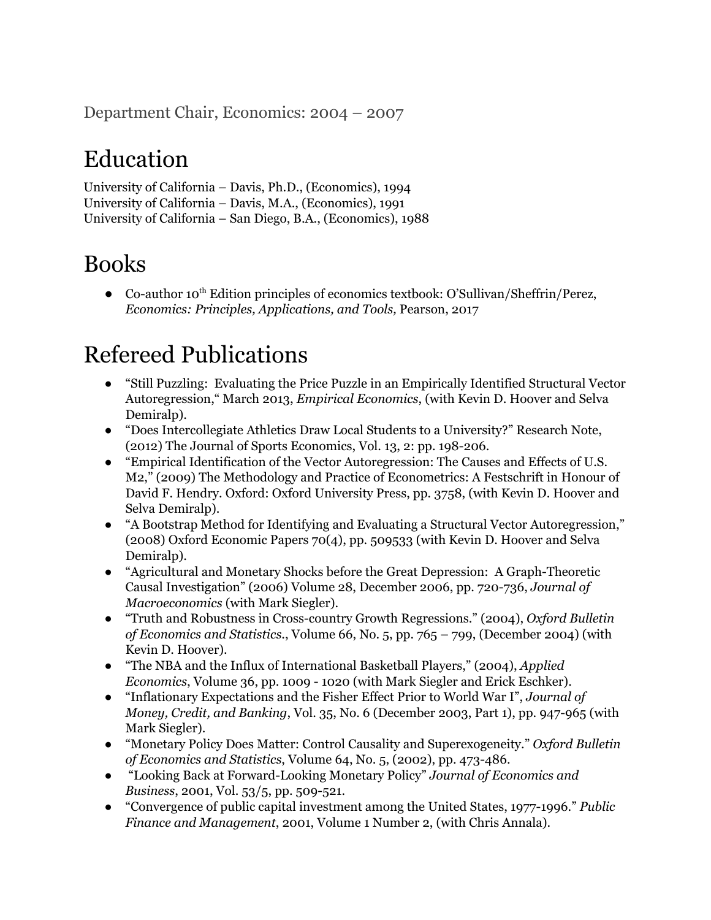Department Chair, Economics: 2004 – 2007

# Education

University of California – Davis, Ph.D., (Economics), 1994
University of California – Davis, M.A., (Economics), 1991
University of California – San Diego, B.A., (Economics), 1988

# Books

- Co-author 10th Edition principles of economics textbook: O'Sullivan/Sheffrin/Perez, *Economics: Principles, Applications, and Tools,* Pearson, 2017

# Refereed Publications

- "Still Puzzling: Evaluating the Price Puzzle in an Empirically Identified Structural Vector Autoregression," March 2013, *Empirical Economics*, (with Kevin D. Hoover and Selva Demiralp).
- "Does Intercollegiate Athletics Draw Local Students to a University?" Research Note, (2012) The Journal of Sports Economics, Vol. 13, 2: pp. 198-206.
- "Empirical Identification of the Vector Autoregression: The Causes and Effects of U.S. M2," (2009) The Methodology and Practice of Econometrics: A Festschrift in Honour of David F. Hendry. Oxford: Oxford University Press, pp. 3758, (with Kevin D. Hoover and Selva Demiralp).
- "A Bootstrap Method for Identifying and Evaluating a Structural Vector Autoregression," (2008) Oxford Economic Papers 70(4), pp. 509533 (with Kevin D. Hoover and Selva Demiralp).
- "Agricultural and Monetary Shocks before the Great Depression: A Graph-Theoretic Causal Investigation" (2006) Volume 28, December 2006, pp. 720-736, *Journal of Macroeconomics* (with Mark Siegler).
- "Truth and Robustness in Cross-country Growth Regressions." (2004), *Oxford Bulletin of Economics and Statistics.*, Volume 66, No. 5, pp. 765 – 799, (December 2004) (with Kevin D. Hoover).
- "The NBA and the Influx of International Basketball Players," (2004), *Applied Economics*, Volume 36, pp. 1009 - 1020 (with Mark Siegler and Erick Eschker).
- "Inflationary Expectations and the Fisher Effect Prior to World War I", *Journal of Money, Credit, and Banking*, Vol. 35, No. 6 (December 2003, Part 1), pp. 947-965 (with Mark Siegler).
- "Monetary Policy Does Matter: Control Causality and Superexogeneity." *Oxford Bulletin of Economics and Statistics*, Volume 64, No. 5, (2002), pp. 473-486.
- "Looking Back at Forward-Looking Monetary Policy" *Journal of Economics and Business*, 2001, Vol. 53/5, pp. 509-521.
- "Convergence of public capital investment among the United States, 1977-1996." *Public Finance and Management*, 2001, Volume 1 Number 2, (with Chris Annala).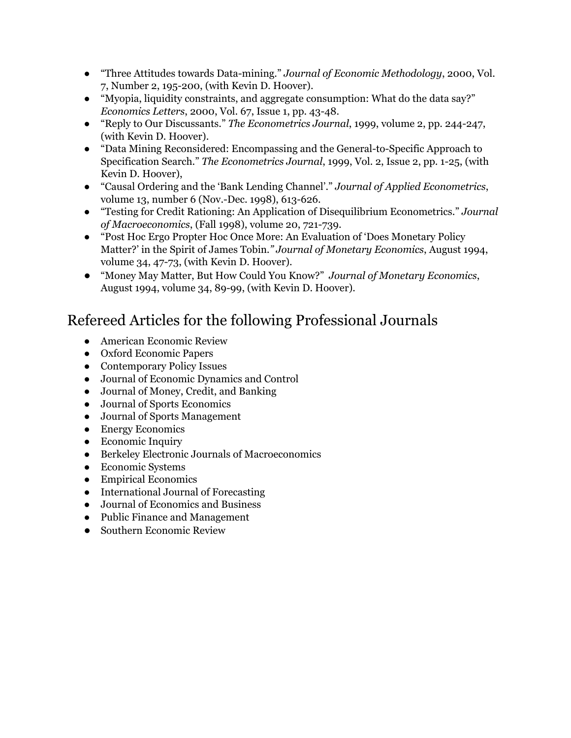- "Three Attitudes towards Data-mining." *Journal of Economic Methodology*, 2000, Vol. 7, Number 2, 195-200, (with Kevin D. Hoover).
- "Myopia, liquidity constraints, and aggregate consumption: What do the data say?" *Economics Letters*, 2000, Vol. 67, Issue 1, pp. 43-48.
- "Reply to Our Discussants." *The Econometrics Journal*, 1999, volume 2, pp. 244-247, (with Kevin D. Hoover).
- "Data Mining Reconsidered: Encompassing and the General-to-Specific Approach to Specification Search." *The Econometrics Journal*, 1999, Vol. 2, Issue 2, pp. 1-25, (with Kevin D. Hoover),
- "Causal Ordering and the 'Bank Lending Channel'." *Journal of Applied Econometrics*, volume 13, number 6 (Nov.-Dec. 1998), 613-626.
- "Testing for Credit Rationing: An Application of Disequilibrium Econometrics." *Journal of Macroeconomics*, (Fall 1998), volume 20, 721-739.
- "Post Hoc Ergo Propter Hoc Once More: An Evaluation of 'Does Monetary Policy Matter?' in the Spirit of James Tobin." *Journal of Monetary Economics*, August 1994, volume 34, 47-73, (with Kevin D. Hoover).
- "Money May Matter, But How Could You Know?" *Journal of Monetary Economics*, August 1994, volume 34, 89-99, (with Kevin D. Hoover).

## Refereed Articles for the following Professional Journals

- American Economic Review
- Oxford Economic Papers
- Contemporary Policy Issues
- Journal of Economic Dynamics and Control
- Journal of Money, Credit, and Banking
- Journal of Sports Economics
- Journal of Sports Management
- Energy Economics
- Economic Inquiry
- Berkeley Electronic Journals of Macroeconomics
- Economic Systems
- Empirical Economics
- International Journal of Forecasting
- Journal of Economics and Business
- Public Finance and Management
- Southern Economic Review